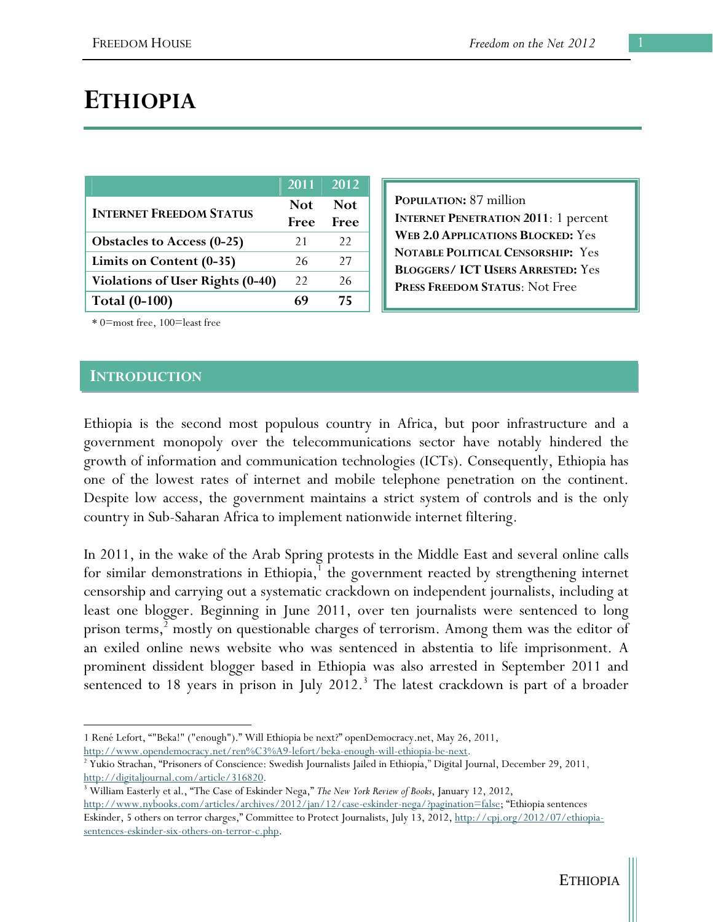# ETHIOPIA

| | 2011 | 2012 |
|---|---|---|
| **INTERNET FREEDOM STATUS** | **Not Free** | **Not Free** |
| **Obstacles to Access (0-25)** | 21 | 22 |
| **Limits on Content (0-35)** | 26 | 27 |
| **Violations of User Rights (0-40)** | 22 | 26 |
| **Total (0-100)** | **69** | **75** |

\* 0=most free, 100=least free

**POPULATION:** 87 million
**INTERNET PENETRATION 2011**: 1 percent
**WEB 2.0 APPLICATIONS BLOCKED:** Yes
**NOTABLE POLITICAL CENSORSHIP:** Yes
**BLOGGERS/ ICT USERS ARRESTED:** Yes
**PRESS FREEDOM STATUS**: Not Free

## INTRODUCTION

Ethiopia is the second most populous country in Africa, but poor infrastructure and a government monopoly over the telecommunications sector have notably hindered the growth of information and communication technologies (ICTs). Consequently, Ethiopia has one of the lowest rates of internet and mobile telephone penetration on the continent. Despite low access, the government maintains a strict system of controls and is the only country in Sub-Saharan Africa to implement nationwide internet filtering.

In 2011, in the wake of the Arab Spring protests in the Middle East and several online calls for similar demonstrations in Ethiopia,[1] the government reacted by strengthening internet censorship and carrying out a systematic crackdown on independent journalists, including at least one blogger. Beginning in June 2011, over ten journalists were sentenced to long prison terms,[2] mostly on questionable charges of terrorism. Among them was the editor of an exiled online news website who was sentenced in abstentia to life imprisonment. A prominent dissident blogger based in Ethiopia was also arrested in September 2011 and sentenced to 18 years in prison in July 2012.[3] The latest crackdown is part of a broader

---

1 René Lefort, ""Beka!" ("enough")." Will Ethiopia be next?" openDemocracy.net, May 26, 2011, http://www.opendemocracy.net/ren%C3%A9-lefort/beka-enough-will-ethiopia-be-next.

2 Yukio Strachan, "Prisoners of Conscience: Swedish Journalists Jailed in Ethiopia," Digital Journal, December 29, 2011, http://digitaljournal.com/article/316820.

3 William Easterly et al., "The Case of Eskinder Nega," *The New York Review of Books*, January 12, 2012, http://www.nybooks.com/articles/archives/2012/jan/12/case-eskinder-nega/?pagination=false; "Ethiopia sentences Eskinder, 5 others on terror charges," Committee to Protect Journalists, July 13, 2012, http://cpj.org/2012/07/ethiopia-sentences-eskinder-six-others-on-terror-c.php.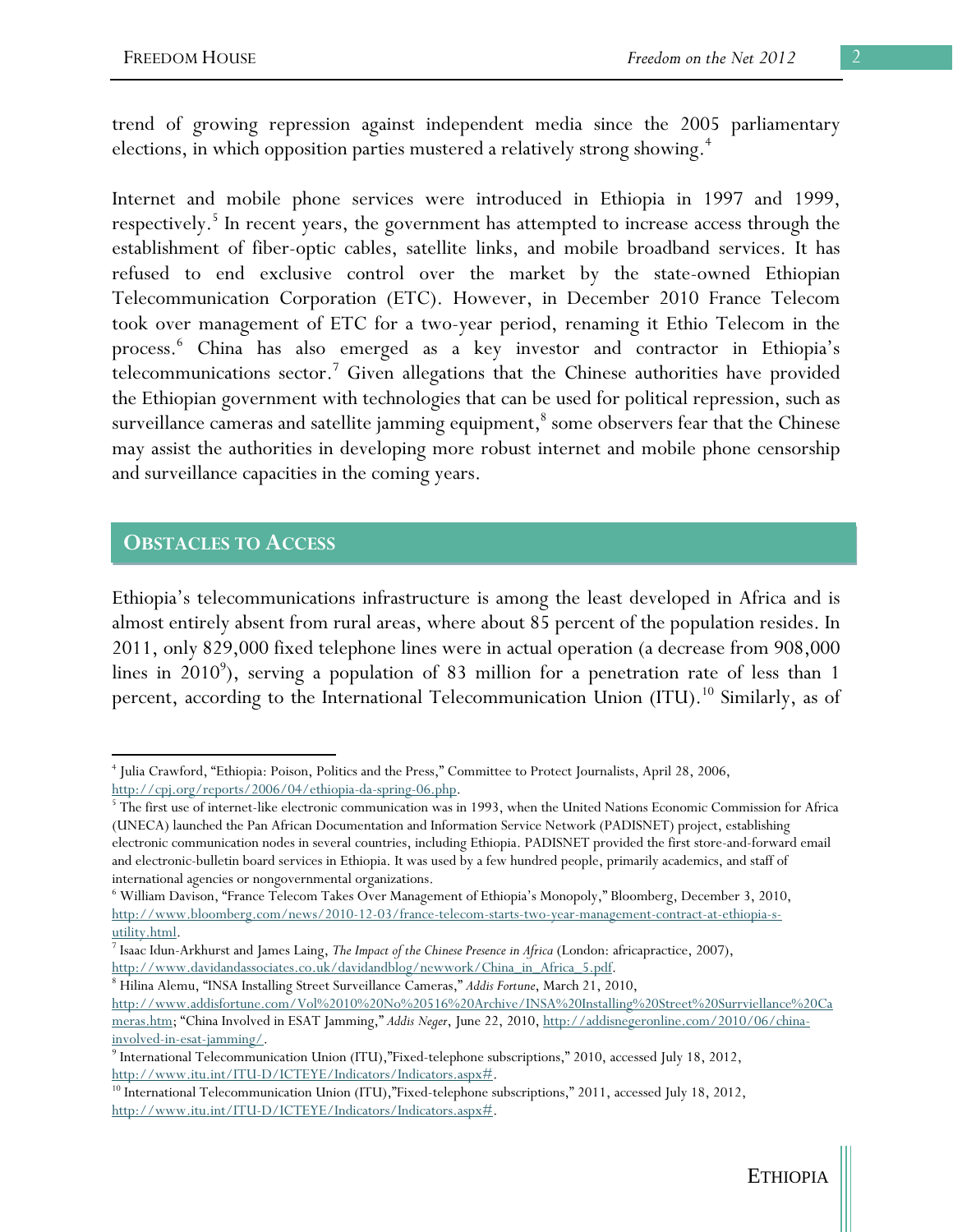trend of growing repression against independent media since the 2005 parliamentary elections, in which opposition parties mustered a relatively strong showing.[4]

Internet and mobile phone services were introduced in Ethiopia in 1997 and 1999, respectively.[5] In recent years, the government has attempted to increase access through the establishment of fiber-optic cables, satellite links, and mobile broadband services. It has refused to end exclusive control over the market by the state-owned Ethiopian Telecommunication Corporation (ETC). However, in December 2010 France Telecom took over management of ETC for a two-year period, renaming it Ethio Telecom in the process.[6] China has also emerged as a key investor and contractor in Ethiopia's telecommunications sector.[7] Given allegations that the Chinese authorities have provided the Ethiopian government with technologies that can be used for political repression, such as surveillance cameras and satellite jamming equipment,[8] some observers fear that the Chinese may assist the authorities in developing more robust internet and mobile phone censorship and surveillance capacities in the coming years.

## OBSTACLES TO ACCESS

Ethiopia's telecommunications infrastructure is among the least developed in Africa and is almost entirely absent from rural areas, where about 85 percent of the population resides. In 2011, only 829,000 fixed telephone lines were in actual operation (a decrease from 908,000 lines in 2010[9]), serving a population of 83 million for a penetration rate of less than 1 percent, according to the International Telecommunication Union (ITU).[10] Similarly, as of

---

[4] Julia Crawford, "Ethiopia: Poison, Politics and the Press," Committee to Protect Journalists, April 28, 2006, http://cpj.org/reports/2006/04/ethiopia-da-spring-06.php.

[5] The first use of internet-like electronic communication was in 1993, when the United Nations Economic Commission for Africa (UNECA) launched the Pan African Documentation and Information Service Network (PADISNET) project, establishing electronic communication nodes in several countries, including Ethiopia. PADISNET provided the first store-and-forward email and electronic-bulletin board services in Ethiopia. It was used by a few hundred people, primarily academics, and staff of international agencies or nongovernmental organizations.

[6] William Davison, "France Telecom Takes Over Management of Ethiopia's Monopoly," Bloomberg, December 3, 2010, http://www.bloomberg.com/news/2010-12-03/france-telecom-starts-two-year-management-contract-at-ethiopia-s-utility.html.

[7] Isaac Idun-Arkhurst and James Laing, *The Impact of the Chinese Presence in Africa* (London: africapractice, 2007), http://www.davidandassociates.co.uk/davidandblog/newwork/China_in_Africa_5.pdf.

[8] Hilina Alemu, "INSA Installing Street Surveillance Cameras," *Addis Fortune*, March 21, 2010, http://www.addisfortune.com/Vol%2010%20No%20516%20Archive/INSA%20Installing%20Street%20Surrviellance%20Cameras.htm; "China Involved in ESAT Jamming," *Addis Neger*, June 22, 2010, http://addisnegeronline.com/2010/06/china-involved-in-esat-jamming/.

[9] International Telecommunication Union (ITU),"Fixed-telephone subscriptions," 2010, accessed July 18, 2012, http://www.itu.int/ITU-D/ICTEYE/Indicators/Indicators.aspx#.

[10] International Telecommunication Union (ITU),"Fixed-telephone subscriptions," 2011, accessed July 18, 2012, http://www.itu.int/ITU-D/ICTEYE/Indicators/Indicators.aspx#.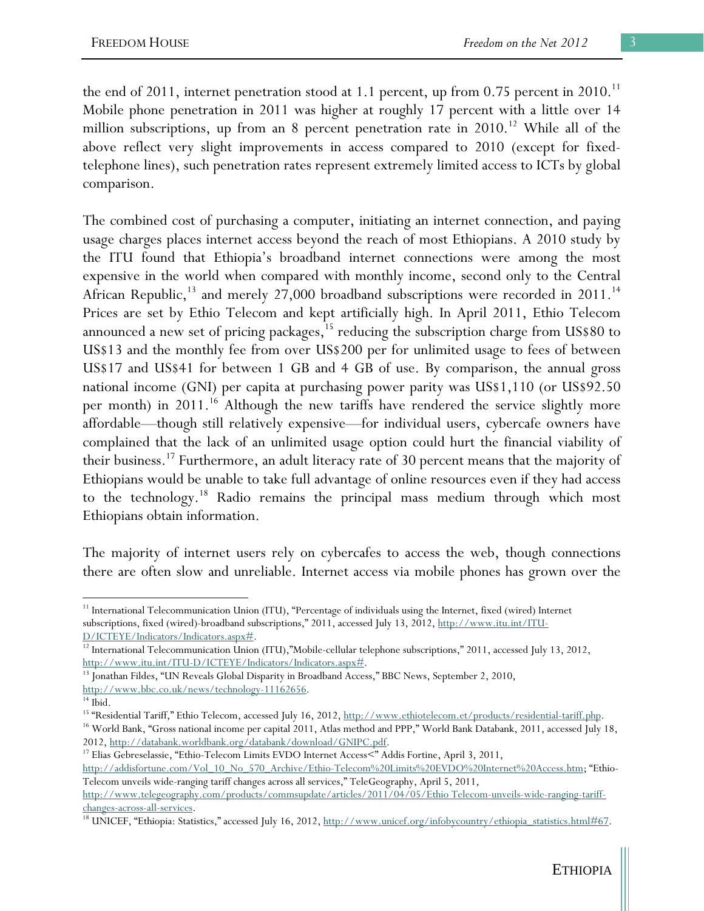the end of 2011, internet penetration stood at 1.1 percent, up from 0.75 percent in 2010.[11] Mobile phone penetration in 2011 was higher at roughly 17 percent with a little over 14 million subscriptions, up from an 8 percent penetration rate in 2010.[12] While all of the above reflect very slight improvements in access compared to 2010 (except for fixed-telephone lines), such penetration rates represent extremely limited access to ICTs by global comparison.

The combined cost of purchasing a computer, initiating an internet connection, and paying usage charges places internet access beyond the reach of most Ethiopians. A 2010 study by the ITU found that Ethiopia's broadband internet connections were among the most expensive in the world when compared with monthly income, second only to the Central African Republic,[13] and merely 27,000 broadband subscriptions were recorded in 2011.[14] Prices are set by Ethio Telecom and kept artificially high. In April 2011, Ethio Telecom announced a new set of pricing packages,[15] reducing the subscription charge from US$80 to US$13 and the monthly fee from over US$200 per for unlimited usage to fees of between US$17 and US$41 for between 1 GB and 4 GB of use. By comparison, the annual gross national income (GNI) per capita at purchasing power parity was US$1,110 (or US$92.50 per month) in 2011.[16] Although the new tariffs have rendered the service slightly more affordable—though still relatively expensive—for individual users, cybercafe owners have complained that the lack of an unlimited usage option could hurt the financial viability of their business.[17] Furthermore, an adult literacy rate of 30 percent means that the majority of Ethiopians would be unable to take full advantage of online resources even if they had access to the technology.[18] Radio remains the principal mass medium through which most Ethiopians obtain information.

The majority of internet users rely on cybercafes to access the web, though connections there are often slow and unreliable. Internet access via mobile phones has grown over the

---

[11] International Telecommunication Union (ITU), "Percentage of individuals using the Internet, fixed (wired) Internet subscriptions, fixed (wired)-broadband subscriptions," 2011, accessed July 13, 2012, http://www.itu.int/ITU-D/ICTEYE/Indicators/Indicators.aspx#.

[12] International Telecommunication Union (ITU),"Mobile-cellular telephone subscriptions," 2011, accessed July 13, 2012, http://www.itu.int/ITU-D/ICTEYE/Indicators/Indicators.aspx#.

[13] Jonathan Fildes, "UN Reveals Global Disparity in Broadband Access," BBC News, September 2, 2010, http://www.bbc.co.uk/news/technology-11162656.

[14] Ibid.

[15] "Residential Tariff," Ethio Telecom, accessed July 16, 2012, http://www.ethiotelecom.et/products/residential-tariff.php.

[16] World Bank, "Gross national income per capital 2011, Atlas method and PPP," World Bank Databank, 2011, accessed July 18, 2012, http://databank.worldbank.org/databank/download/GNIPC.pdf.

[17] Elias Gebreselassie, "Ethio-Telecom Limits EVDO Internet Access<" Addis Fortine, April 3, 2011, http://addisfortune.com/Vol_10_No_570_Archive/Ethio-Telecom%20Limits%20EVDO%20Internet%20Access.htm; "Ethio-Telecom unveils wide-ranging tariff changes across all services," TeleGeography, April 5, 2011, http://www.telegeography.com/products/commsupdate/articles/2011/04/05/Ethio Telecom-unveils-wide-ranging-tariff-changes-across-all-services.

[18] UNICEF, "Ethiopia: Statistics," accessed July 16, 2012, http://www.unicef.org/infobycountry/ethiopia_statistics.html#67.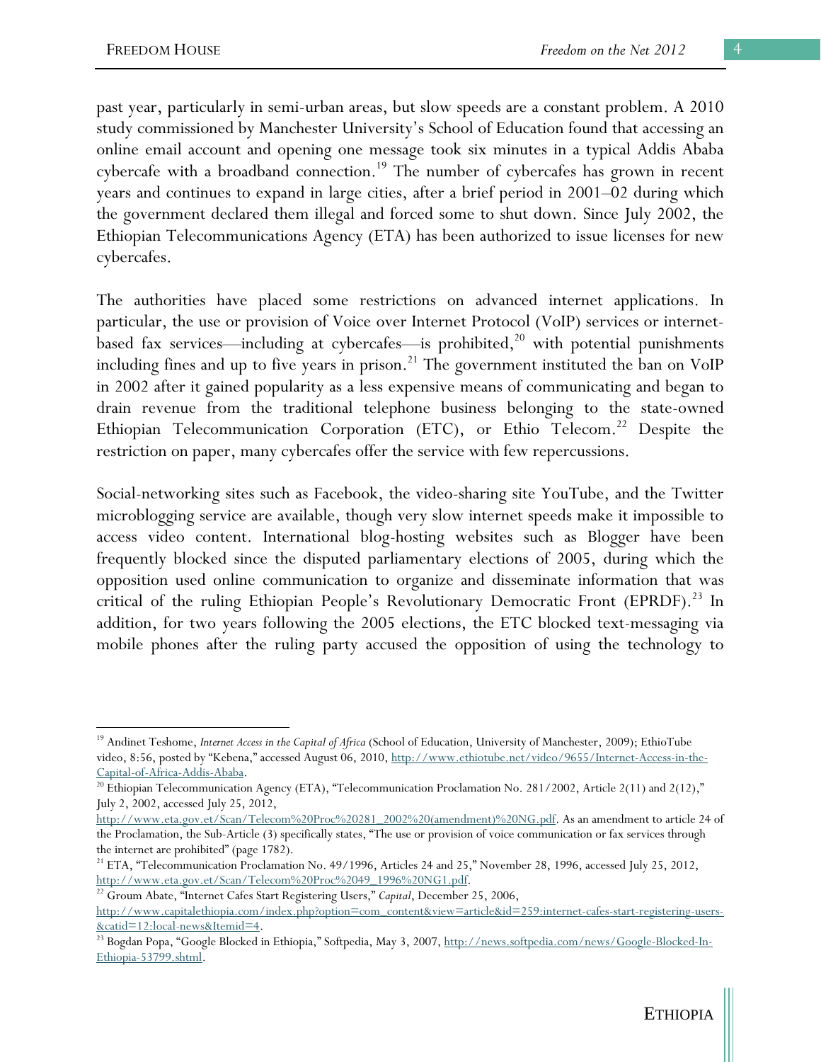past year, particularly in semi-urban areas, but slow speeds are a constant problem. A 2010 study commissioned by Manchester University's School of Education found that accessing an online email account and opening one message took six minutes in a typical Addis Ababa cybercafe with a broadband connection.[19] The number of cybercafes has grown in recent years and continues to expand in large cities, after a brief period in 2001–02 during which the government declared them illegal and forced some to shut down. Since July 2002, the Ethiopian Telecommunications Agency (ETA) has been authorized to issue licenses for new cybercafes.

The authorities have placed some restrictions on advanced internet applications. In particular, the use or provision of Voice over Internet Protocol (VoIP) services or internet-based fax services—including at cybercafes—is prohibited,[20] with potential punishments including fines and up to five years in prison.[21] The government instituted the ban on VoIP in 2002 after it gained popularity as a less expensive means of communicating and began to drain revenue from the traditional telephone business belonging to the state-owned Ethiopian Telecommunication Corporation (ETC), or Ethio Telecom.[22] Despite the restriction on paper, many cybercafes offer the service with few repercussions.

Social-networking sites such as Facebook, the video-sharing site YouTube, and the Twitter microblogging service are available, though very slow internet speeds make it impossible to access video content. International blog-hosting websites such as Blogger have been frequently blocked since the disputed parliamentary elections of 2005, during which the opposition used online communication to organize and disseminate information that was critical of the ruling Ethiopian People's Revolutionary Democratic Front (EPRDF).[23] In addition, for two years following the 2005 elections, the ETC blocked text-messaging via mobile phones after the ruling party accused the opposition of using the technology to

---

[19] Andinet Teshome, *Internet Access in the Capital of Africa* (School of Education, University of Manchester, 2009); EthioTube video, 8:56, posted by "Kebena," accessed August 06, 2010, http://www.ethiotube.net/video/9655/Internet-Access-in-the-Capital-of-Africa-Addis-Ababa.

[20] Ethiopian Telecommunication Agency (ETA), "Telecommunication Proclamation No. 281/2002, Article 2(11) and 2(12)," July 2, 2002, accessed July 25, 2012, http://www.eta.gov.et/Scan/Telecom%20Proc%20281_2002%20(amendment)%20NG.pdf. As an amendment to article 24 of the Proclamation, the Sub-Article (3) specifically states, "The use or provision of voice communication or fax services through the internet are prohibited" (page 1782).

[21] ETA, "Telecommunication Proclamation No. 49/1996, Articles 24 and 25," November 28, 1996, accessed July 25, 2012, http://www.eta.gov.et/Scan/Telecom%20Proc%2049_1996%20NG1.pdf.

[22] Groum Abate, "Internet Cafes Start Registering Users," *Capital*, December 25, 2006, http://www.capitalethiopia.com/index.php?option=com_content&view=article&id=259:internet-cafes-start-registering-users-&catid=12:local-news&Itemid=4.

[23] Bogdan Popa, "Google Blocked in Ethiopia," Softpedia, May 3, 2007, http://news.softpedia.com/news/Google-Blocked-In-Ethiopia-53799.shtml.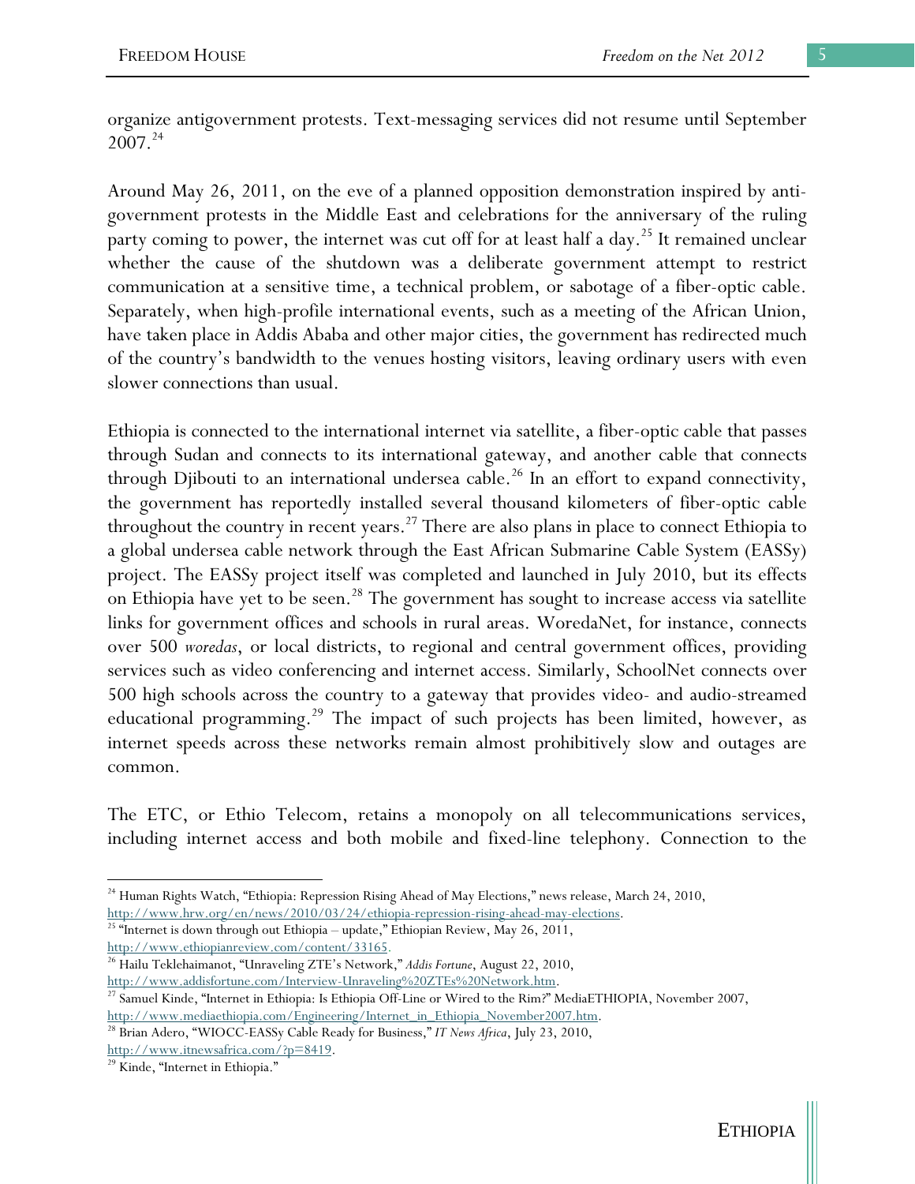organize antigovernment protests. Text-messaging services did not resume until September 2007.[24]

Around May 26, 2011, on the eve of a planned opposition demonstration inspired by anti-government protests in the Middle East and celebrations for the anniversary of the ruling party coming to power, the internet was cut off for at least half a day.[25] It remained unclear whether the cause of the shutdown was a deliberate government attempt to restrict communication at a sensitive time, a technical problem, or sabotage of a fiber-optic cable. Separately, when high-profile international events, such as a meeting of the African Union, have taken place in Addis Ababa and other major cities, the government has redirected much of the country's bandwidth to the venues hosting visitors, leaving ordinary users with even slower connections than usual.

Ethiopia is connected to the international internet via satellite, a fiber-optic cable that passes through Sudan and connects to its international gateway, and another cable that connects through Djibouti to an international undersea cable.[26] In an effort to expand connectivity, the government has reportedly installed several thousand kilometers of fiber-optic cable throughout the country in recent years.[27] There are also plans in place to connect Ethiopia to a global undersea cable network through the East African Submarine Cable System (EASSy) project. The EASSy project itself was completed and launched in July 2010, but its effects on Ethiopia have yet to be seen.[28] The government has sought to increase access via satellite links for government offices and schools in rural areas. WoredaNet, for instance, connects over 500 *woredas*, or local districts, to regional and central government offices, providing services such as video conferencing and internet access. Similarly, SchoolNet connects over 500 high schools across the country to a gateway that provides video- and audio-streamed educational programming.[29] The impact of such projects has been limited, however, as internet speeds across these networks remain almost prohibitively slow and outages are common.

The ETC, or Ethio Telecom, retains a monopoly on all telecommunications services, including internet access and both mobile and fixed-line telephony. Connection to the

---

[24] Human Rights Watch, "Ethiopia: Repression Rising Ahead of May Elections," news release, March 24, 2010, http://www.hrw.org/en/news/2010/03/24/ethiopia-repression-rising-ahead-may-elections.

[25] "Internet is down through out Ethiopia – update," Ethiopian Review, May 26, 2011, http://www.ethiopianreview.com/content/33165.

[26] Hailu Teklehaimanot, "Unraveling ZTE's Network," *Addis Fortune*, August 22, 2010, http://www.addisfortune.com/Interview-Unraveling%20ZTEs%20Network.htm.

[27] Samuel Kinde, "Internet in Ethiopia: Is Ethiopia Off-Line or Wired to the Rim?" MediaETHIOPIA, November 2007, http://www.mediaethiopia.com/Engineering/Internet_in_Ethiopia_November2007.htm.

[28] Brian Adero, "WIOCC-EASSy Cable Ready for Business," *IT News Africa*, July 23, 2010, http://www.itnewsafrica.com/?p=8419.

[29] Kinde, "Internet in Ethiopia."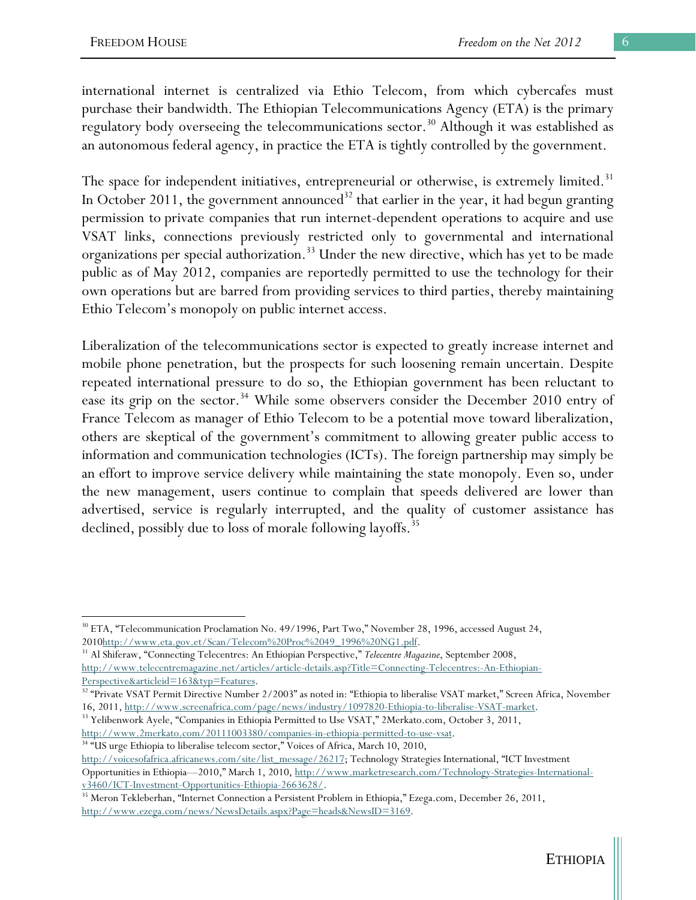international internet is centralized via Ethio Telecom, from which cybercafes must purchase their bandwidth. The Ethiopian Telecommunications Agency (ETA) is the primary regulatory body overseeing the telecommunications sector.[30] Although it was established as an autonomous federal agency, in practice the ETA is tightly controlled by the government.

The space for independent initiatives, entrepreneurial or otherwise, is extremely limited.[31] In October 2011, the government announced[32] that earlier in the year, it had begun granting permission to private companies that run internet-dependent operations to acquire and use VSAT links, connections previously restricted only to governmental and international organizations per special authorization.[33] Under the new directive, which has yet to be made public as of May 2012, companies are reportedly permitted to use the technology for their own operations but are barred from providing services to third parties, thereby maintaining Ethio Telecom's monopoly on public internet access.

Liberalization of the telecommunications sector is expected to greatly increase internet and mobile phone penetration, but the prospects for such loosening remain uncertain. Despite repeated international pressure to do so, the Ethiopian government has been reluctant to ease its grip on the sector.[34] While some observers consider the December 2010 entry of France Telecom as manager of Ethio Telecom to be a potential move toward liberalization, others are skeptical of the government's commitment to allowing greater public access to information and communication technologies (ICTs). The foreign partnership may simply be an effort to improve service delivery while maintaining the state monopoly. Even so, under the new management, users continue to complain that speeds delivered are lower than advertised, service is regularly interrupted, and the quality of customer assistance has declined, possibly due to loss of morale following layoffs.[35]

---

[30] ETA, "Telecommunication Proclamation No. 49/1996, Part Two," November 28, 1996, accessed August 24, 2010http://www.eta.gov.et/Scan/Telecom%20Proc%2049_1996%20NG1.pdf.

[31] Al Shiferaw, "Connecting Telecentres: An Ethiopian Perspective," *Telecentre Magazine*, September 2008, http://www.telecentremagazine.net/articles/article-details.asp?Title=Connecting-Telecentres:-An-Ethiopian-Perspective&articleid=163&typ=Features.

[32] "Private VSAT Permit Directive Number 2/2003" as noted in: "Ethiopia to liberalise VSAT market," Screen Africa, November 16, 2011, http://www.screenafrica.com/page/news/industry/1097820-Ethiopia-to-liberalise-VSAT-market.

[33] Yelibenwork Ayele, "Companies in Ethiopia Permitted to Use VSAT," 2Merkato.com, October 3, 2011, http://www.2merkato.com/20111003380/companies-in-ethiopia-permitted-to-use-vsat.

[34] "US urge Ethiopia to liberalise telecom sector," Voices of Africa, March 10, 2010, http://voicesofafrica.africanews.com/site/list_message/26217; Technology Strategies International, "ICT Investment Opportunities in Ethiopia—2010," March 1, 2010, http://www.marketresearch.com/Technology-Strategies-International-v3460/ICT-Investment-Opportunities-Ethiopia-2663628/.

[35] Meron Tekleberhan, "Internet Connection a Persistent Problem in Ethiopia," Ezega.com, December 26, 2011, http://www.ezega.com/news/NewsDetails.aspx?Page=heads&NewsID=3169.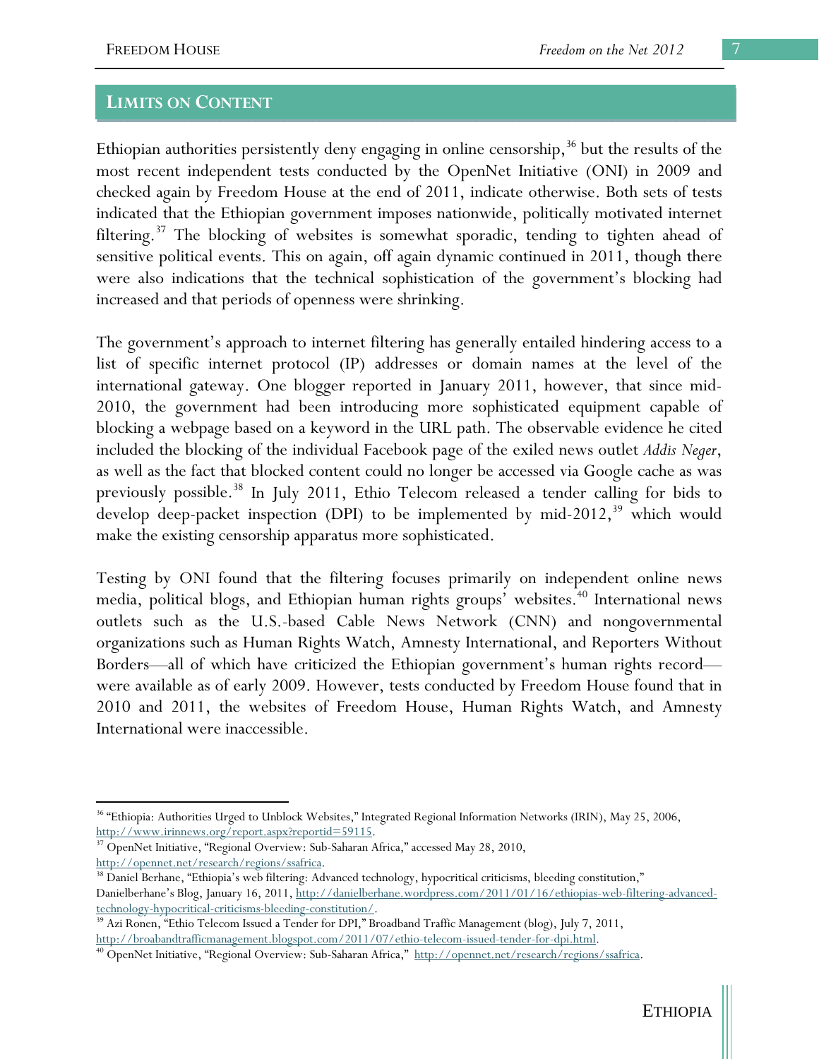## LIMITS ON CONTENT

Ethiopian authorities persistently deny engaging in online censorship,[36] but the results of the most recent independent tests conducted by the OpenNet Initiative (ONI) in 2009 and checked again by Freedom House at the end of 2011, indicate otherwise. Both sets of tests indicated that the Ethiopian government imposes nationwide, politically motivated internet filtering.[37] The blocking of websites is somewhat sporadic, tending to tighten ahead of sensitive political events. This on again, off again dynamic continued in 2011, though there were also indications that the technical sophistication of the government's blocking had increased and that periods of openness were shrinking.

The government's approach to internet filtering has generally entailed hindering access to a list of specific internet protocol (IP) addresses or domain names at the level of the international gateway. One blogger reported in January 2011, however, that since mid-2010, the government had been introducing more sophisticated equipment capable of blocking a webpage based on a keyword in the URL path. The observable evidence he cited included the blocking of the individual Facebook page of the exiled news outlet *Addis Neger*, as well as the fact that blocked content could no longer be accessed via Google cache as was previously possible.[38] In July 2011, Ethio Telecom released a tender calling for bids to develop deep-packet inspection (DPI) to be implemented by mid-2012,[39] which would make the existing censorship apparatus more sophisticated.

Testing by ONI found that the filtering focuses primarily on independent online news media, political blogs, and Ethiopian human rights groups' websites.[40] International news outlets such as the U.S.-based Cable News Network (CNN) and nongovernmental organizations such as Human Rights Watch, Amnesty International, and Reporters Without Borders—all of which have criticized the Ethiopian government's human rights record—were available as of early 2009. However, tests conducted by Freedom House found that in 2010 and 2011, the websites of Freedom House, Human Rights Watch, and Amnesty International were inaccessible.

---

[36] "Ethiopia: Authorities Urged to Unblock Websites," Integrated Regional Information Networks (IRIN), May 25, 2006, http://www.irinnews.org/report.aspx?reportid=59115.

[37] OpenNet Initiative, "Regional Overview: Sub-Saharan Africa," accessed May 28, 2010, http://opennet.net/research/regions/ssafrica.

[38] Daniel Berhane, "Ethiopia's web filtering: Advanced technology, hypocritical criticisms, bleeding constitution," Danielberhane's Blog, January 16, 2011, http://danielberhane.wordpress.com/2011/01/16/ethiopias-web-filtering-advanced-technology-hypocritical-criticisms-bleeding-constitution/.

[39] Azi Ronen, "Ethio Telecom Issued a Tender for DPI," Broadband Traffic Management (blog), July 7, 2011, http://broadbandtrafficmanagement.blogspot.com/2011/07/ethio-telecom-issued-tender-for-dpi.html.

[40] OpenNet Initiative, "Regional Overview: Sub-Saharan Africa," http://opennet.net/research/regions/ssafrica.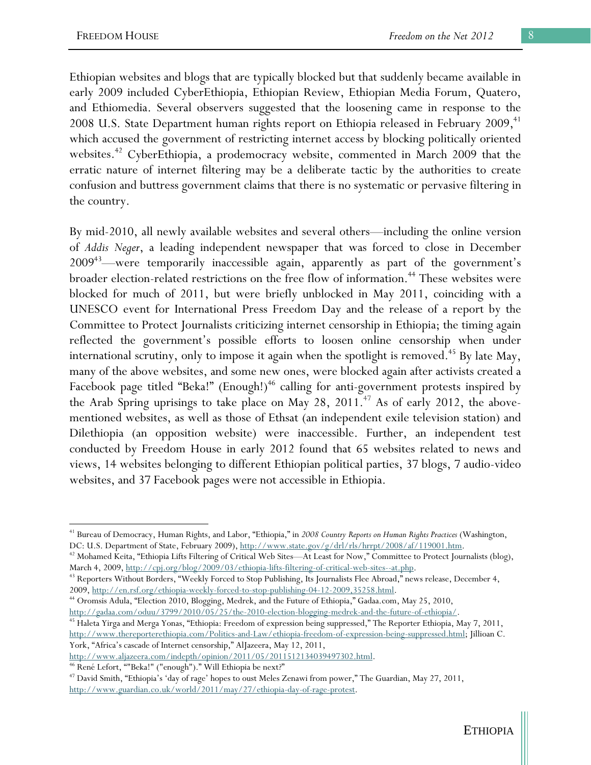Ethiopian websites and blogs that are typically blocked but that suddenly became available in early 2009 included CyberEthiopia, Ethiopian Review, Ethiopian Media Forum, Quatero, and Ethiomedia. Several observers suggested that the loosening came in response to the 2008 U.S. State Department human rights report on Ethiopia released in February 2009,[41] which accused the government of restricting internet access by blocking politically oriented websites.[42] CyberEthiopia, a prodemocracy website, commented in March 2009 that the erratic nature of internet filtering may be a deliberate tactic by the authorities to create confusion and buttress government claims that there is no systematic or pervasive filtering in the country.

By mid-2010, all newly available websites and several others—including the online version of *Addis Neger*, a leading independent newspaper that was forced to close in December 2009[43]—were temporarily inaccessible again, apparently as part of the government's broader election-related restrictions on the free flow of information.[44] These websites were blocked for much of 2011, but were briefly unblocked in May 2011, coinciding with a UNESCO event for International Press Freedom Day and the release of a report by the Committee to Protect Journalists criticizing internet censorship in Ethiopia; the timing again reflected the government's possible efforts to loosen online censorship when under international scrutiny, only to impose it again when the spotlight is removed.[45] By late May, many of the above websites, and some new ones, were blocked again after activists created a Facebook page titled "Beka!" (Enough!)[46] calling for anti-government protests inspired by the Arab Spring uprisings to take place on May 28, 2011.[47] As of early 2012, the above-mentioned websites, as well as those of Ethsat (an independent exile television station) and Dilethiopia (an opposition website) were inaccessible. Further, an independent test conducted by Freedom House in early 2012 found that 65 websites related to news and views, 14 websites belonging to different Ethiopian political parties, 37 blogs, 7 audio-video websites, and 37 Facebook pages were not accessible in Ethiopia.

---

[41] Bureau of Democracy, Human Rights, and Labor, "Ethiopia," in *2008 Country Reports on Human Rights Practices* (Washington, DC: U.S. Department of State, February 2009), http://www.state.gov/g/drl/rls/hrrpt/2008/af/119001.htm.

[42] Mohamed Keita, "Ethiopia Lifts Filtering of Critical Web Sites—At Least for Now," Committee to Protect Journalists (blog), March 4, 2009, http://cpj.org/blog/2009/03/ethiopia-lifts-filtering-of-critical-web-sites--at.php.

[43] Reporters Without Borders, "Weekly Forced to Stop Publishing, Its Journalists Flee Abroad," news release, December 4, 2009, http://en.rsf.org/ethiopia-weekly-forced-to-stop-publishing-04-12-2009,35258.html.

[44] Oromsis Adula, "Election 2010, Blogging, Medrek, and the Future of Ethiopia," Gadaa.com, May 25, 2010, http://gadaa.com/oduu/3799/2010/05/25/the-2010-election-blogging-medrek-and-the-future-of-ethiopia/.

[45] Haleta Yirga and Merga Yonas, "Ethiopia: Freedom of expression being suppressed," The Reporter Ethiopia, May 7, 2011, http://www.thereporterethiopia.com/Politics-and-Law/ethiopia-freedom-of-expression-being-suppressed.html; Jillioan C. York, "Africa's cascade of Internet censorship," AlJazeera, May 12, 2011, http://www.aljazeera.com/indepth/opinion/2011/05/2011512134039497302.html.

[46] René Lefort, ""Beka!" ("enough")." Will Ethiopia be next?"

[47] David Smith, "Ethiopia's 'day of rage' hopes to oust Meles Zenawi from power," The Guardian, May 27, 2011, http://www.guardian.co.uk/world/2011/may/27/ethiopia-day-of-rage-protest.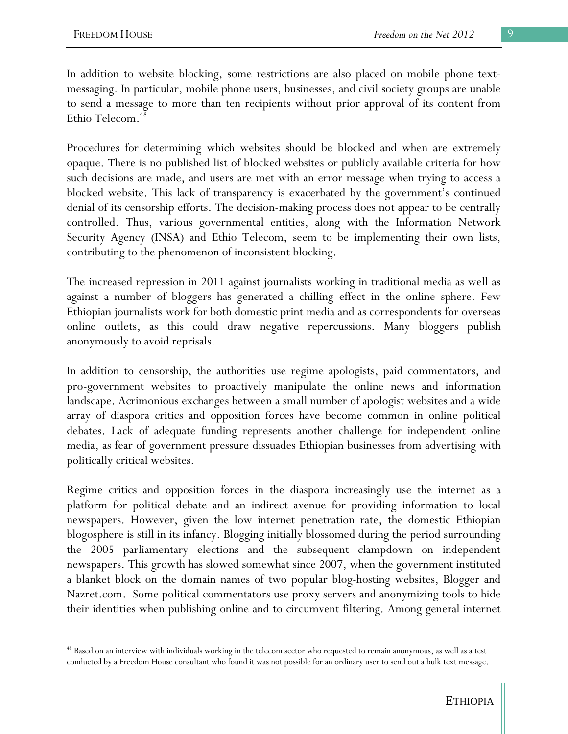In addition to website blocking, some restrictions are also placed on mobile phone text-messaging. In particular, mobile phone users, businesses, and civil society groups are unable to send a message to more than ten recipients without prior approval of its content from Ethio Telecom.[48]

Procedures for determining which websites should be blocked and when are extremely opaque. There is no published list of blocked websites or publicly available criteria for how such decisions are made, and users are met with an error message when trying to access a blocked website. This lack of transparency is exacerbated by the government's continued denial of its censorship efforts. The decision-making process does not appear to be centrally controlled. Thus, various governmental entities, along with the Information Network Security Agency (INSA) and Ethio Telecom, seem to be implementing their own lists, contributing to the phenomenon of inconsistent blocking.

The increased repression in 2011 against journalists working in traditional media as well as against a number of bloggers has generated a chilling effect in the online sphere. Few Ethiopian journalists work for both domestic print media and as correspondents for overseas online outlets, as this could draw negative repercussions. Many bloggers publish anonymously to avoid reprisals.

In addition to censorship, the authorities use regime apologists, paid commentators, and pro-government websites to proactively manipulate the online news and information landscape. Acrimonious exchanges between a small number of apologist websites and a wide array of diaspora critics and opposition forces have become common in online political debates. Lack of adequate funding represents another challenge for independent online media, as fear of government pressure dissuades Ethiopian businesses from advertising with politically critical websites.

Regime critics and opposition forces in the diaspora increasingly use the internet as a platform for political debate and an indirect avenue for providing information to local newspapers. However, given the low internet penetration rate, the domestic Ethiopian blogosphere is still in its infancy. Blogging initially blossomed during the period surrounding the 2005 parliamentary elections and the subsequent clampdown on independent newspapers. This growth has slowed somewhat since 2007, when the government instituted a blanket block on the domain names of two popular blog-hosting websites, Blogger and Nazret.com. Some political commentators use proxy servers and anonymizing tools to hide their identities when publishing online and to circumvent filtering. Among general internet

[48] Based on an interview with individuals working in the telecom sector who requested to remain anonymous, as well as a test conducted by a Freedom House consultant who found it was not possible for an ordinary user to send out a bulk text message.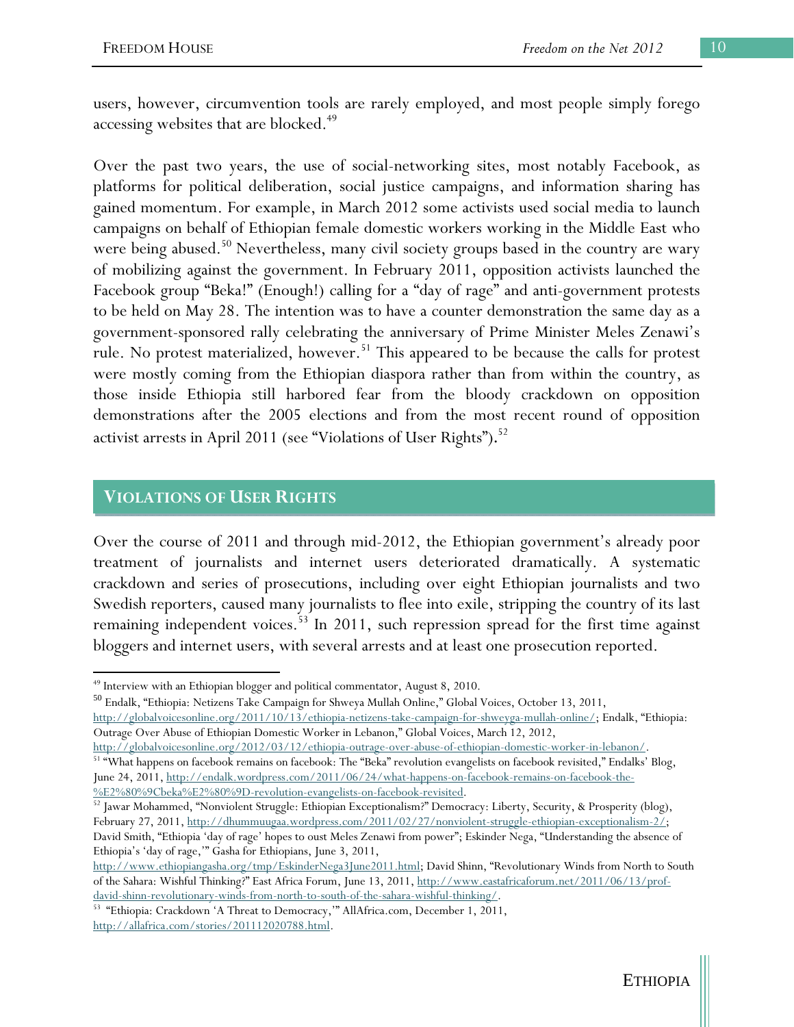users, however, circumvention tools are rarely employed, and most people simply forego accessing websites that are blocked.[49]

Over the past two years, the use of social-networking sites, most notably Facebook, as platforms for political deliberation, social justice campaigns, and information sharing has gained momentum. For example, in March 2012 some activists used social media to launch campaigns on behalf of Ethiopian female domestic workers working in the Middle East who were being abused.[50] Nevertheless, many civil society groups based in the country are wary of mobilizing against the government. In February 2011, opposition activists launched the Facebook group "Beka!" (Enough!) calling for a "day of rage" and anti-government protests to be held on May 28. The intention was to have a counter demonstration the same day as a government-sponsored rally celebrating the anniversary of Prime Minister Meles Zenawi's rule. No protest materialized, however.[51] This appeared to be because the calls for protest were mostly coming from the Ethiopian diaspora rather than from within the country, as those inside Ethiopia still harbored fear from the bloody crackdown on opposition demonstrations after the 2005 elections and from the most recent round of opposition activist arrests in April 2011 (see "Violations of User Rights").[52]

## VIOLATIONS OF USER RIGHTS

Over the course of 2011 and through mid-2012, the Ethiopian government's already poor treatment of journalists and internet users deteriorated dramatically. A systematic crackdown and series of prosecutions, including over eight Ethiopian journalists and two Swedish reporters, caused many journalists to flee into exile, stripping the country of its last remaining independent voices.[53] In 2011, such repression spread for the first time against bloggers and internet users, with several arrests and at least one prosecution reported.

---

[49] Interview with an Ethiopian blogger and political commentator, August 8, 2010.

[50] Endalk, "Ethiopia: Netizens Take Campaign for Shweya Mullah Online," Global Voices, October 13, 2011, http://globalvoicesonline.org/2011/10/13/ethiopia-netizens-take-campaign-for-shweyga-mullah-online/; Endalk, "Ethiopia: Outrage Over Abuse of Ethiopian Domestic Worker in Lebanon," Global Voices, March 12, 2012, http://globalvoicesonline.org/2012/03/12/ethiopia-outrage-over-abuse-of-ethiopian-domestic-worker-in-lebanon/.

[51] "What happens on facebook remains on facebook: The "Beka" revolution evangelists on facebook revisited," Endalks' Blog, June 24, 2011, http://endalk.wordpress.com/2011/06/24/what-happens-on-facebook-remains-on-facebook-the-%E2%80%9Cbeka%E2%80%9D-revolution-evangelists-on-facebook-revisited.

[52] Jawar Mohammed, "Nonviolent Struggle: Ethiopian Exceptionalism?" Democracy: Liberty, Security, & Prosperity (blog), February 27, 2011, http://dhummuugaa.wordpress.com/2011/02/27/nonviolent-struggle-ethiopian-exceptionalism-2/; David Smith, "Ethiopia 'day of rage' hopes to oust Meles Zenawi from power"; Eskinder Nega, "Understanding the absence of Ethiopia's 'day of rage,'" Gasha for Ethiopians, June 3, 2011, http://www.ethiopiangasha.org/tmp/EskinderNega3June2011.html; David Shinn, "Revolutionary Winds from North to South of the Sahara: Wishful Thinking?" East Africa Forum, June 13, 2011, http://www.eastafricaforum.net/2011/06/13/prof-david-shinn-revolutionary-winds-from-north-to-south-of-the-sahara-wishful-thinking/.

[53] "Ethiopia: Crackdown 'A Threat to Democracy,'" AllAfrica.com, December 1, 2011, http://allafrica.com/stories/201112020788.html.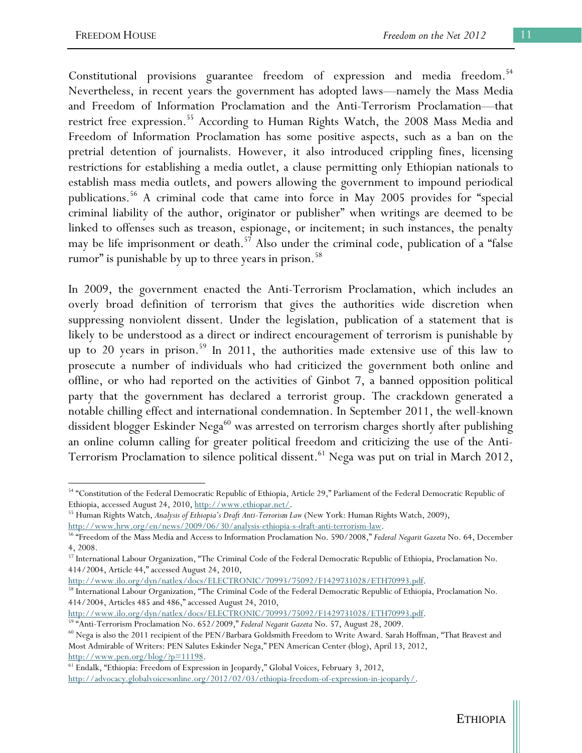Constitutional provisions guarantee freedom of expression and media freedom.[54] Nevertheless, in recent years the government has adopted laws—namely the Mass Media and Freedom of Information Proclamation and the Anti-Terrorism Proclamation—that restrict free expression.[55] According to Human Rights Watch, the 2008 Mass Media and Freedom of Information Proclamation has some positive aspects, such as a ban on the pretrial detention of journalists. However, it also introduced crippling fines, licensing restrictions for establishing a media outlet, a clause permitting only Ethiopian nationals to establish mass media outlets, and powers allowing the government to impound periodical publications.[56] A criminal code that came into force in May 2005 provides for "special criminal liability of the author, originator or publisher" when writings are deemed to be linked to offenses such as treason, espionage, or incitement; in such instances, the penalty may be life imprisonment or death.[57] Also under the criminal code, publication of a "false rumor" is punishable by up to three years in prison.[58]

In 2009, the government enacted the Anti-Terrorism Proclamation, which includes an overly broad definition of terrorism that gives the authorities wide discretion when suppressing nonviolent dissent. Under the legislation, publication of a statement that is likely to be understood as a direct or indirect encouragement of terrorism is punishable by up to 20 years in prison.[59] In 2011, the authorities made extensive use of this law to prosecute a number of individuals who had criticized the government both online and offline, or who had reported on the activities of Ginbot 7, a banned opposition political party that the government has declared a terrorist group. The crackdown generated a notable chilling effect and international condemnation. In September 2011, the well-known dissident blogger Eskinder Nega[60] was arrested on terrorism charges shortly after publishing an online column calling for greater political freedom and criticizing the use of the Anti-Terrorism Proclamation to silence political dissent.[61] Nega was put on trial in March 2012,

---

[54] "Constitution of the Federal Democratic Republic of Ethiopia, Article 29," Parliament of the Federal Democratic Republic of Ethiopia, accessed August 24, 2010, http://www.ethiopar.net/.

[55] Human Rights Watch, *Analysis of Ethiopia's Draft Anti-Terrorism Law* (New York: Human Rights Watch, 2009), http://www.hrw.org/en/news/2009/06/30/analysis-ethiopia-s-draft-anti-terrorism-law.

[56] "Freedom of the Mass Media and Access to Information Proclamation No. 590/2008," *Federal Negarit Gazeta* No. 64, December 4, 2008.

[57] International Labour Organization, "The Criminal Code of the Federal Democratic Republic of Ethiopia, Proclamation No. 414/2004, Article 44," accessed August 24, 2010, http://www.ilo.org/dyn/natlex/docs/ELECTRONIC/70993/75092/F1429731028/ETH70993.pdf.

[58] International Labour Organization, "The Criminal Code of the Federal Democratic Republic of Ethiopia, Proclamation No. 414/2004, Articles 485 and 486," accessed August 24, 2010, http://www.ilo.org/dyn/natlex/docs/ELECTRONIC/70993/75092/F1429731028/ETH70993.pdf.

[59] "Anti-Terrorism Proclamation No. 652/2009," *Federal Negarit Gazeta* No. 57, August 28, 2009.

[60] Nega is also the 2011 recipient of the PEN/Barbara Goldsmith Freedom to Write Award. Sarah Hoffman, "That Bravest and Most Admirable of Writers: PEN Salutes Eskinder Nega," PEN American Center (blog), April 13, 2012, http://www.pen.org/blog/?p=11198.

[61] Endalk, "Ethiopia: Freedom of Expression in Jeopardy," Global Voices, February 3, 2012, http://advocacy.globalvoicesonline.org/2012/02/03/ethiopia-freedom-of-expression-in-jeopardy/.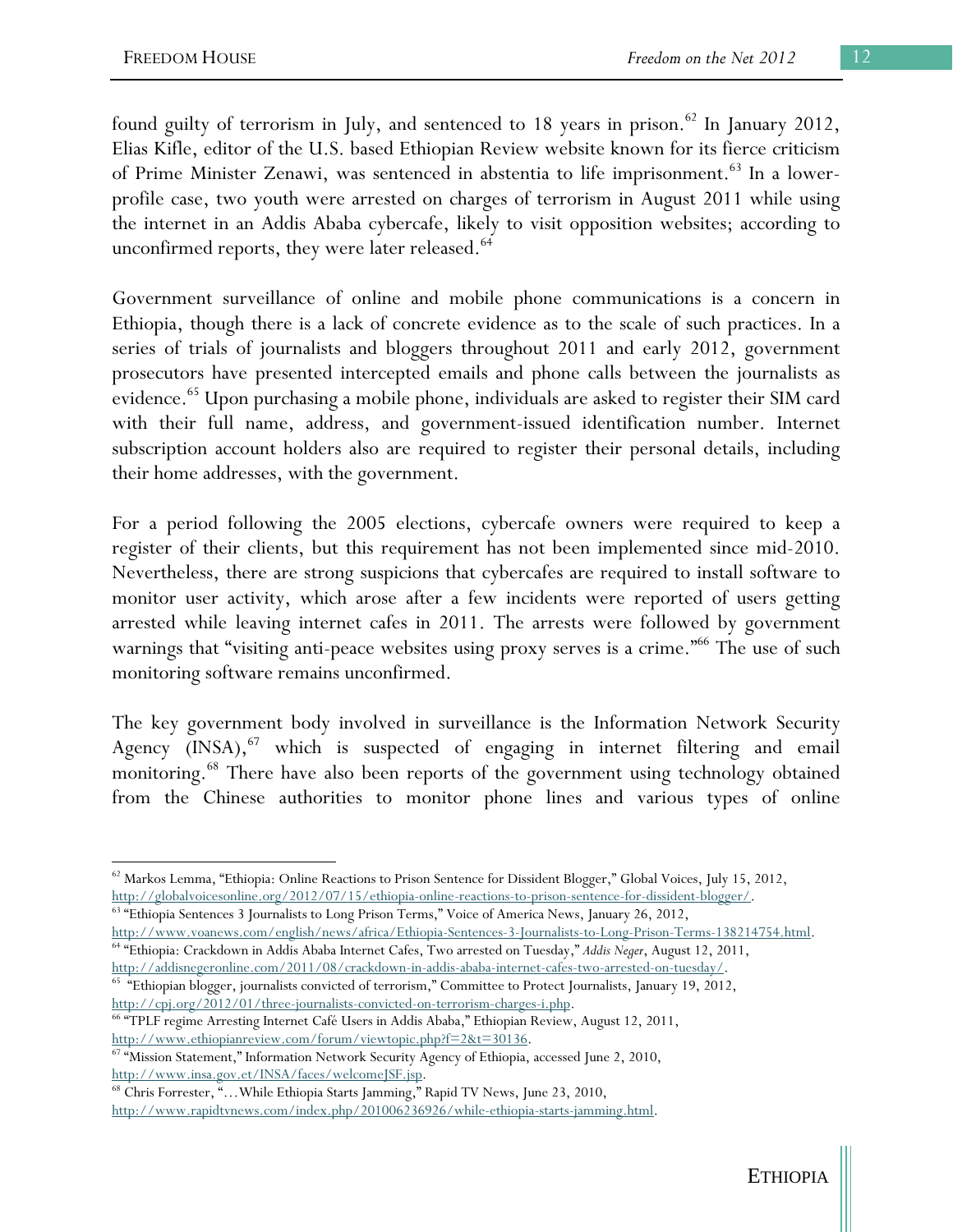found guilty of terrorism in July, and sentenced to 18 years in prison.[62] In January 2012, Elias Kifle, editor of the U.S. based Ethiopian Review website known for its fierce criticism of Prime Minister Zenawi, was sentenced in abstentia to life imprisonment.[63] In a lower-profile case, two youth were arrested on charges of terrorism in August 2011 while using the internet in an Addis Ababa cybercafe, likely to visit opposition websites; according to unconfirmed reports, they were later released.[64]

Government surveillance of online and mobile phone communications is a concern in Ethiopia, though there is a lack of concrete evidence as to the scale of such practices. In a series of trials of journalists and bloggers throughout 2011 and early 2012, government prosecutors have presented intercepted emails and phone calls between the journalists as evidence.[65] Upon purchasing a mobile phone, individuals are asked to register their SIM card with their full name, address, and government-issued identification number. Internet subscription account holders also are required to register their personal details, including their home addresses, with the government.

For a period following the 2005 elections, cybercafe owners were required to keep a register of their clients, but this requirement has not been implemented since mid-2010. Nevertheless, there are strong suspicions that cybercafes are required to install software to monitor user activity, which arose after a few incidents were reported of users getting arrested while leaving internet cafes in 2011. The arrests were followed by government warnings that "visiting anti-peace websites using proxy serves is a crime."[66] The use of such monitoring software remains unconfirmed.

The key government body involved in surveillance is the Information Network Security Agency (INSA),[67] which is suspected of engaging in internet filtering and email monitoring.[68] There have also been reports of the government using technology obtained from the Chinese authorities to monitor phone lines and various types of online

---

[62] Markos Lemma, "Ethiopia: Online Reactions to Prison Sentence for Dissident Blogger," Global Voices, July 15, 2012, http://globalvoicesonline.org/2012/07/15/ethiopia-online-reactions-to-prison-sentence-for-dissident-blogger/.

[63] "Ethiopia Sentences 3 Journalists to Long Prison Terms," Voice of America News, January 26, 2012, http://www.voanews.com/english/news/africa/Ethiopia-Sentences-3-Journalists-to-Long-Prison-Terms-138214754.html.

[64] "Ethiopia: Crackdown in Addis Ababa Internet Cafes, Two arrested on Tuesday," *Addis Neger*, August 12, 2011, http://addisnegeronline.com/2011/08/crackdown-in-addis-ababa-internet-cafes-two-arrested-on-tuesday/.

[65] "Ethiopian blogger, journalists convicted of terrorism," Committee to Protect Journalists, January 19, 2012, http://cpj.org/2012/01/three-journalists-convicted-on-terrorism-charges-i.php.

[66] "TPLF regime Arresting Internet Café Users in Addis Ababa," Ethiopian Review, August 12, 2011, http://www.ethiopianreview.com/forum/viewtopic.php?f=2&t=30136.

[67] "Mission Statement," Information Network Security Agency of Ethiopia, accessed June 2, 2010, http://www.insa.gov.et/INSA/faces/welcomeJSF.jsp.

[68] Chris Forrester, "…While Ethiopia Starts Jamming," Rapid TV News, June 23, 2010, http://www.rapidtvnews.com/index.php/201006236926/while-ethiopia-starts-jamming.html.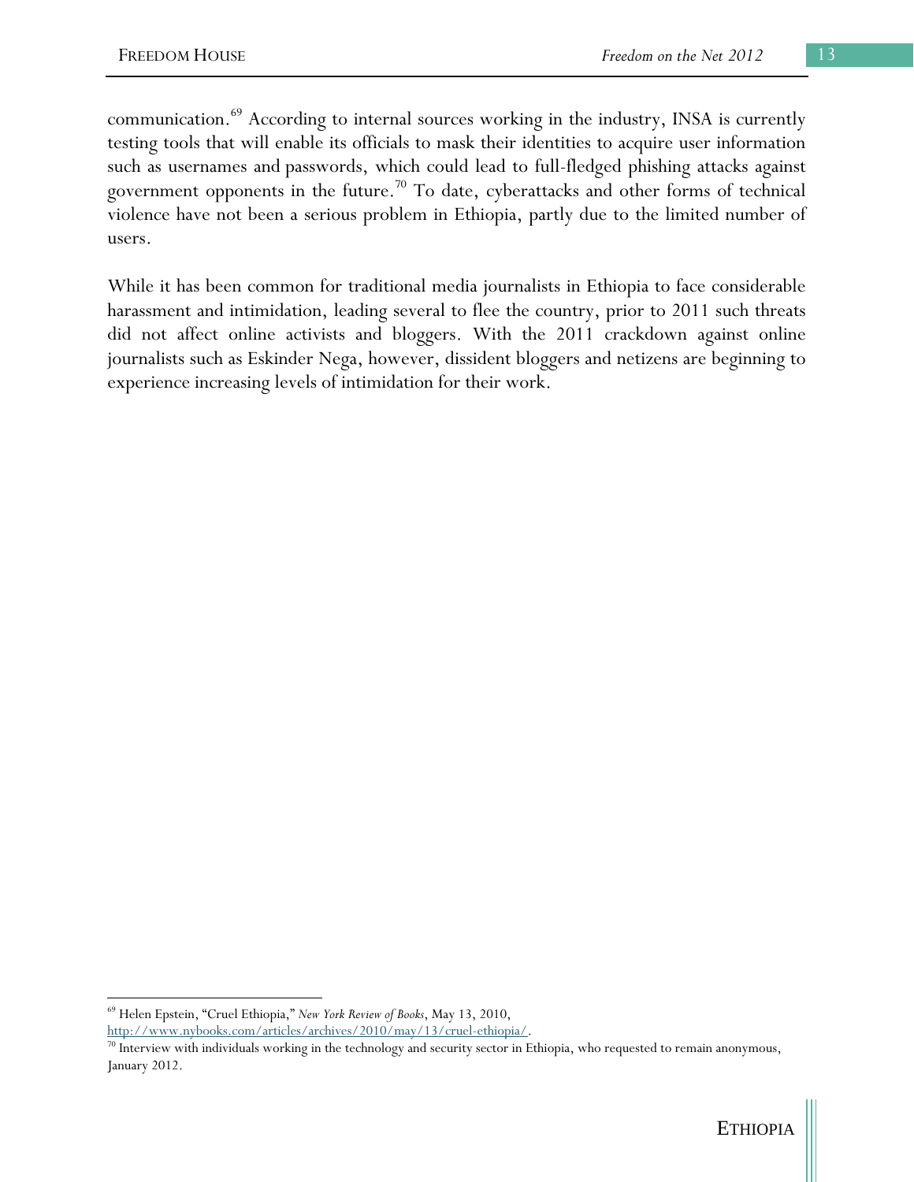communication.[69] According to internal sources working in the industry, INSA is currently testing tools that will enable its officials to mask their identities to acquire user information such as usernames and passwords, which could lead to full-fledged phishing attacks against government opponents in the future.[70] To date, cyberattacks and other forms of technical violence have not been a serious problem in Ethiopia, partly due to the limited number of users.

While it has been common for traditional media journalists in Ethiopia to face considerable harassment and intimidation, leading several to flee the country, prior to 2011 such threats did not affect online activists and bloggers. With the 2011 crackdown against online journalists such as Eskinder Nega, however, dissident bloggers and netizens are beginning to experience increasing levels of intimidation for their work.

---

[69] Helen Epstein, "Cruel Ethiopia," *New York Review of Books*, May 13, 2010, http://www.nybooks.com/articles/archives/2010/may/13/cruel-ethiopia/.

[70] Interview with individuals working in the technology and security sector in Ethiopia, who requested to remain anonymous, January 2012.